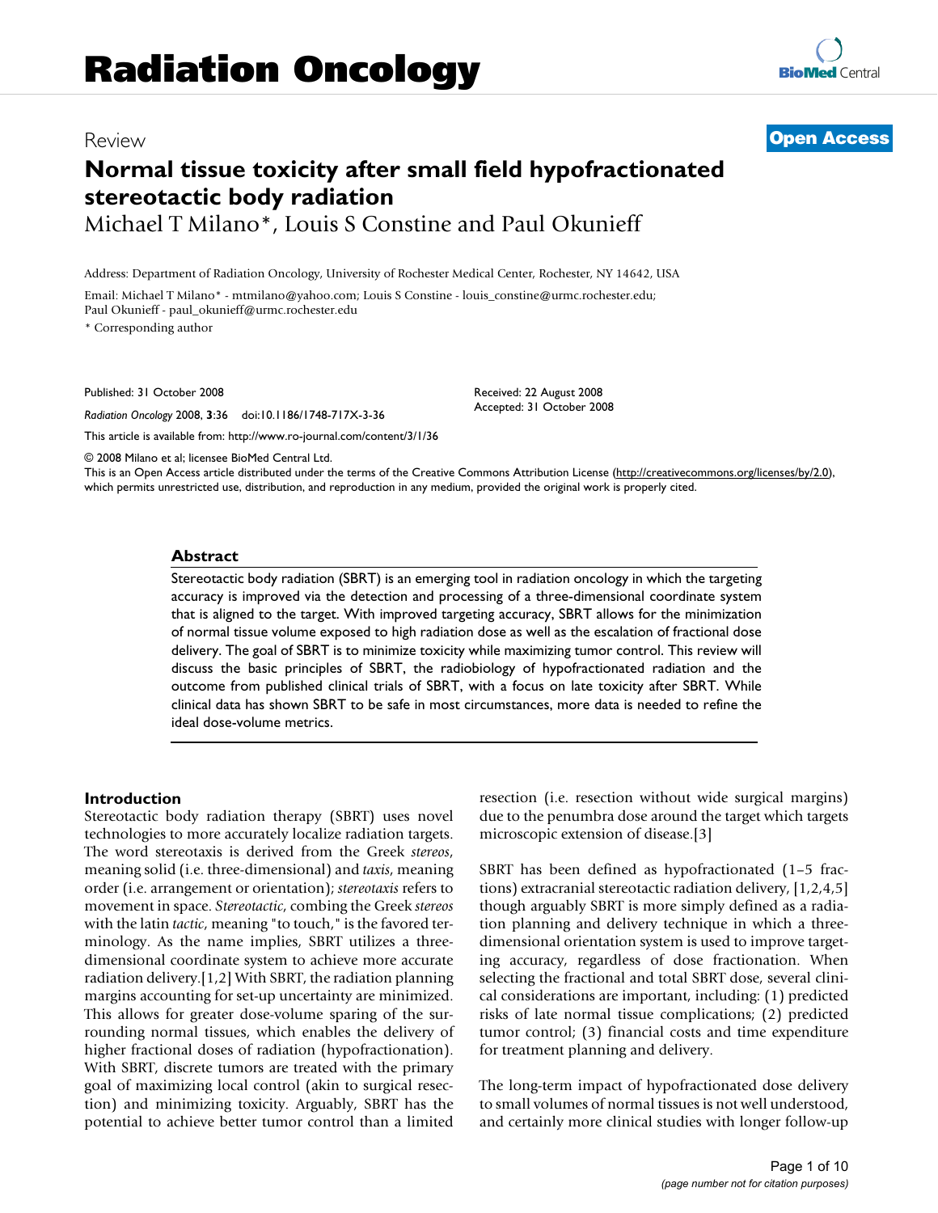Review

**Open Access**

# Normal tissue toxicity after small field hypofractionated stereotactic body radiation

Michael T Milano*, Louis S Constine and Paul Okunieff

Address: Department of Radiation Oncology, University of Rochester Medical Center, Rochester, NY 14642, USA

Email: Michael T Milano* - mtmilano@yahoo.com; Louis S Constine - louis_constine@urmc.rochester.edu; Paul Okunieff - paul_okunieff@urmc.rochester.edu

* Corresponding author

Published: 31 October 2008

*Radiation Oncology* 2008, **3**:36 doi:10.1186/1748-717X-3-36

Received: 22 August 2008
Accepted: 31 October 2008

This article is available from: http://www.ro-journal.com/content/3/1/36

© 2008 Milano et al; licensee BioMed Central Ltd.

This is an Open Access article distributed under the terms of the Creative Commons Attribution License (http://creativecommons.org/licenses/by/2.0), which permits unrestricted use, distribution, and reproduction in any medium, provided the original work is properly cited.

## Abstract

Stereotactic body radiation (SBRT) is an emerging tool in radiation oncology in which the targeting accuracy is improved via the detection and processing of a three-dimensional coordinate system that is aligned to the target. With improved targeting accuracy, SBRT allows for the minimization of normal tissue volume exposed to high radiation dose as well as the escalation of fractional dose delivery. The goal of SBRT is to minimize toxicity while maximizing tumor control. This review will discuss the basic principles of SBRT, the radiobiology of hypofractionated radiation and the outcome from published clinical trials of SBRT, with a focus on late toxicity after SBRT. While clinical data has shown SBRT to be safe in most circumstances, more data is needed to refine the ideal dose-volume metrics.

## Introduction

Stereotactic body radiation therapy (SBRT) uses novel technologies to more accurately localize radiation targets. The word stereotaxis is derived from the Greek *stereos*, meaning solid (i.e. three-dimensional) and *taxis*, meaning order (i.e. arrangement or orientation); *stereotaxis* refers to movement in space. *Stereotactic*, combing the Greek *stereos* with the latin *tactic*, meaning "to touch," is the favored terminology. As the name implies, SBRT utilizes a three-dimensional coordinate system to achieve more accurate radiation delivery.[1,2] With SBRT, the radiation planning margins accounting for set-up uncertainty are minimized. This allows for greater dose-volume sparing of the surrounding normal tissues, which enables the delivery of higher fractional doses of radiation (hypofractionation). With SBRT, discrete tumors are treated with the primary goal of maximizing local control (akin to surgical resection) and minimizing toxicity. Arguably, SBRT has the potential to achieve better tumor control than a limited resection (i.e. resection without wide surgical margins) due to the penumbra dose around the target which targets microscopic extension of disease.[3]

SBRT has been defined as hypofractionated (1–5 fractions) extracranial stereotactic radiation delivery, [1,2,4,5] though arguably SBRT is more simply defined as a radiation planning and delivery technique in which a three-dimensional orientation system is used to improve targeting accuracy, regardless of dose fractionation. When selecting the fractional and total SBRT dose, several clinical considerations are important, including: (1) predicted risks of late normal tissue complications; (2) predicted tumor control; (3) financial costs and time expenditure for treatment planning and delivery.

The long-term impact of hypofractionated dose delivery to small volumes of normal tissues is not well understood, and certainly more clinical studies with longer follow-up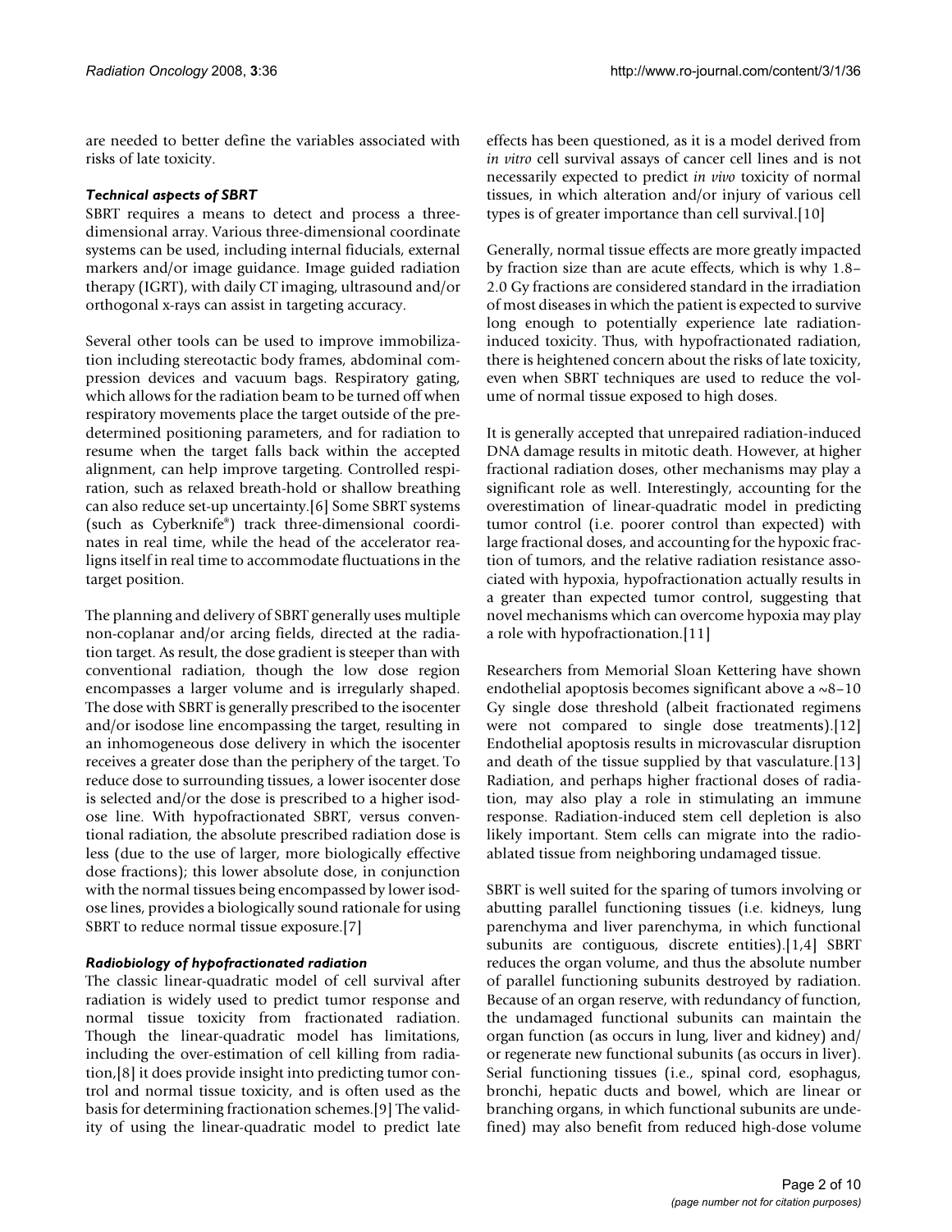are needed to better define the variables associated with risks of late toxicity.

### *Technical aspects of SBRT*

SBRT requires a means to detect and process a three-dimensional array. Various three-dimensional coordinate systems can be used, including internal fiducials, external markers and/or image guidance. Image guided radiation therapy (IGRT), with daily CT imaging, ultrasound and/or orthogonal x-rays can assist in targeting accuracy.

Several other tools can be used to improve immobilization including stereotactic body frames, abdominal compression devices and vacuum bags. Respiratory gating, which allows for the radiation beam to be turned off when respiratory movements place the target outside of the predetermined positioning parameters, and for radiation to resume when the target falls back within the accepted alignment, can help improve targeting. Controlled respiration, such as relaxed breath-hold or shallow breathing can also reduce set-up uncertainty.[6] Some SBRT systems (such as Cyberknife®) track three-dimensional coordinates in real time, while the head of the accelerator realigns itself in real time to accommodate fluctuations in the target position.

The planning and delivery of SBRT generally uses multiple non-coplanar and/or arcing fields, directed at the radiation target. As result, the dose gradient is steeper than with conventional radiation, though the low dose region encompasses a larger volume and is irregularly shaped. The dose with SBRT is generally prescribed to the isocenter and/or isodose line encompassing the target, resulting in an inhomogeneous dose delivery in which the isocenter receives a greater dose than the periphery of the target. To reduce dose to surrounding tissues, a lower isocenter dose is selected and/or the dose is prescribed to a higher isodose line. With hypofractionated SBRT, versus conventional radiation, the absolute prescribed radiation dose is less (due to the use of larger, more biologically effective dose fractions); this lower absolute dose, in conjunction with the normal tissues being encompassed by lower isodose lines, provides a biologically sound rationale for using SBRT to reduce normal tissue exposure.[7]

### *Radiobiology of hypofractionated radiation*

The classic linear-quadratic model of cell survival after radiation is widely used to predict tumor response and normal tissue toxicity from fractionated radiation. Though the linear-quadratic model has limitations, including the over-estimation of cell killing from radiation,[8] it does provide insight into predicting tumor control and normal tissue toxicity, and is often used as the basis for determining fractionation schemes.[9] The validity of using the linear-quadratic model to predict late effects has been questioned, as it is a model derived from *in vitro* cell survival assays of cancer cell lines and is not necessarily expected to predict *in vivo* toxicity of normal tissues, in which alteration and/or injury of various cell types is of greater importance than cell survival.[10]

Generally, normal tissue effects are more greatly impacted by fraction size than are acute effects, which is why 1.8–2.0 Gy fractions are considered standard in the irradiation of most diseases in which the patient is expected to survive long enough to potentially experience late radiation-induced toxicity. Thus, with hypofractionated radiation, there is heightened concern about the risks of late toxicity, even when SBRT techniques are used to reduce the volume of normal tissue exposed to high doses.

It is generally accepted that unrepaired radiation-induced DNA damage results in mitotic death. However, at higher fractional radiation doses, other mechanisms may play a significant role as well. Interestingly, accounting for the overestimation of linear-quadratic model in predicting tumor control (i.e. poorer control than expected) with large fractional doses, and accounting for the hypoxic fraction of tumors, and the relative radiation resistance associated with hypoxia, hypofractionation actually results in a greater than expected tumor control, suggesting that novel mechanisms which can overcome hypoxia may play a role with hypofractionation.[11]

Researchers from Memorial Sloan Kettering have shown endothelial apoptosis becomes significant above a ~8–10 Gy single dose threshold (albeit fractionated regimens were not compared to single dose treatments).[12] Endothelial apoptosis results in microvascular disruption and death of the tissue supplied by that vasculature.[13] Radiation, and perhaps higher fractional doses of radiation, may also play a role in stimulating an immune response. Radiation-induced stem cell depletion is also likely important. Stem cells can migrate into the radio-ablated tissue from neighboring undamaged tissue.

SBRT is well suited for the sparing of tumors involving or abutting parallel functioning tissues (i.e. kidneys, lung parenchyma and liver parenchyma, in which functional subunits are contiguous, discrete entities).[1,4] SBRT reduces the organ volume, and thus the absolute number of parallel functioning subunits destroyed by radiation. Because of an organ reserve, with redundancy of function, the undamaged functional subunits can maintain the organ function (as occurs in lung, liver and kidney) and/or regenerate new functional subunits (as occurs in liver). Serial functioning tissues (i.e., spinal cord, esophagus, bronchi, hepatic ducts and bowel, which are linear or branching organs, in which functional subunits are undefined) may also benefit from reduced high-dose volume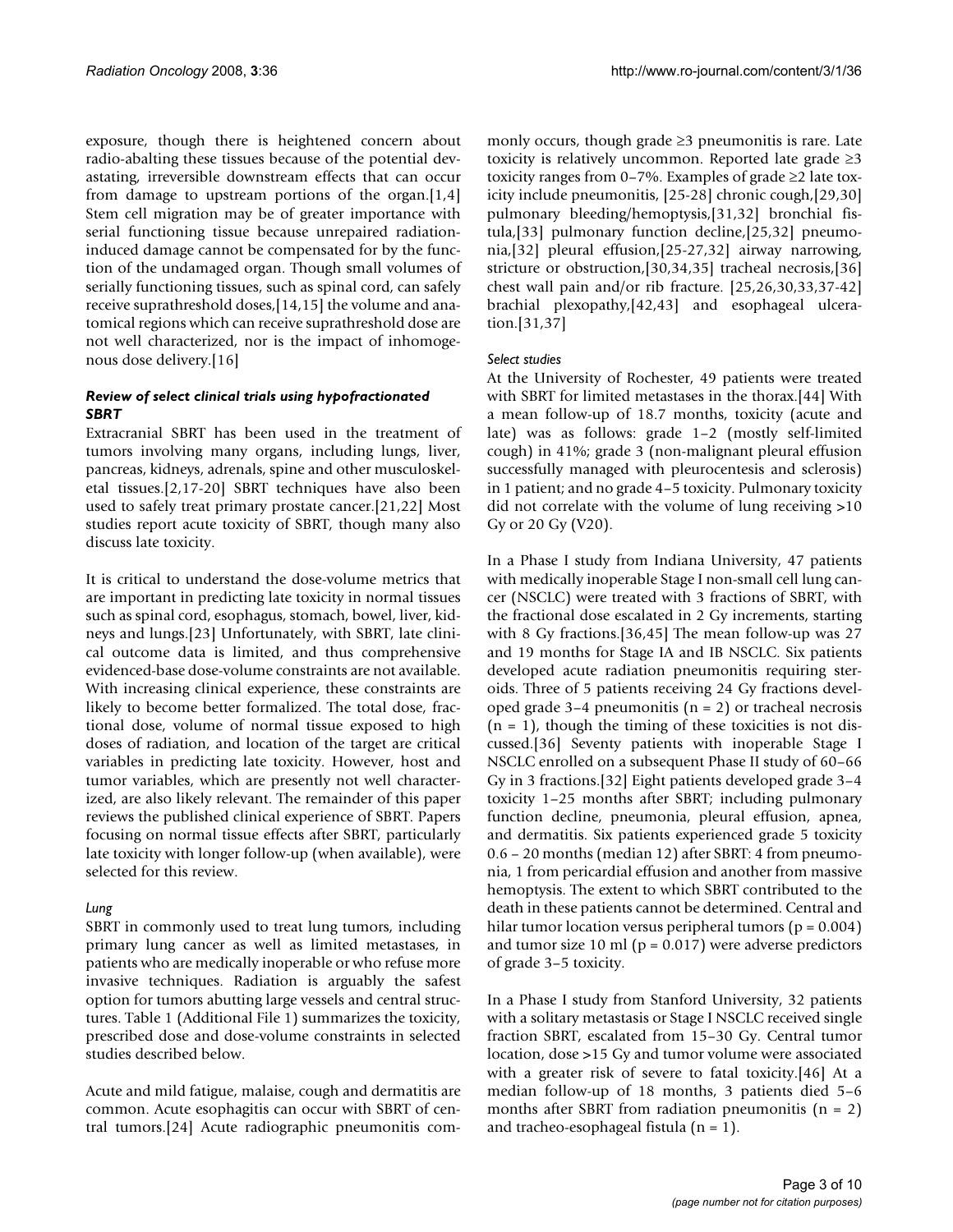exposure, though there is heightened concern about radio-abalting these tissues because of the potential devastating, irreversible downstream effects that can occur from damage to upstream portions of the organ.[1,4] Stem cell migration may be of greater importance with serial functioning tissue because unrepaired radiation-induced damage cannot be compensated for by the function of the undamaged organ. Though small volumes of serially functioning tissues, such as spinal cord, can safely receive suprathreshold doses,[14,15] the volume and anatomical regions which can receive suprathreshold dose are not well characterized, nor is the impact of inhomogenous dose delivery.[16]

### *Review of select clinical trials using hypofractionated SBRT*

Extracranial SBRT has been used in the treatment of tumors involving many organs, including lungs, liver, pancreas, kidneys, adrenals, spine and other musculoskeletal tissues.[2,17-20] SBRT techniques have also been used to safely treat primary prostate cancer.[21,22] Most studies report acute toxicity of SBRT, though many also discuss late toxicity.

It is critical to understand the dose-volume metrics that are important in predicting late toxicity in normal tissues such as spinal cord, esophagus, stomach, bowel, liver, kidneys and lungs.[23] Unfortunately, with SBRT, late clinical outcome data is limited, and thus comprehensive evidenced-base dose-volume constraints are not available. With increasing clinical experience, these constraints are likely to become better formalized. The total dose, fractional dose, volume of normal tissue exposed to high doses of radiation, and location of the target are critical variables in predicting late toxicity. However, host and tumor variables, which are presently not well characterized, are also likely relevant. The remainder of this paper reviews the published clinical experience of SBRT. Papers focusing on normal tissue effects after SBRT, particularly late toxicity with longer follow-up (when available), were selected for this review.

#### *Lung*

SBRT in commonly used to treat lung tumors, including primary lung cancer as well as limited metastases, in patients who are medically inoperable or who refuse more invasive techniques. Radiation is arguably the safest option for tumors abutting large vessels and central structures. Table 1 (Additional File 1) summarizes the toxicity, prescribed dose and dose-volume constraints in selected studies described below.

Acute and mild fatigue, malaise, cough and dermatitis are common. Acute esophagitis can occur with SBRT of central tumors.[24] Acute radiographic pneumonitis commonly occurs, though grade ≥3 pneumonitis is rare. Late toxicity is relatively uncommon. Reported late grade ≥3 toxicity ranges from 0–7%. Examples of grade ≥2 late toxicity include pneumonitis, [25-28] chronic cough,[29,30] pulmonary bleeding/hemoptysis,[31,32] bronchial fistula,[33] pulmonary function decline,[25,32] pneumonia,[32] pleural effusion,[25-27,32] airway narrowing, stricture or obstruction,[30,34,35] tracheal necrosis,[36] chest wall pain and/or rib fracture. [25,26,30,33,37-42] brachial plexopathy,[42,43] and esophageal ulceration.[31,37]

#### *Select studies*

At the University of Rochester, 49 patients were treated with SBRT for limited metastases in the thorax.[44] With a mean follow-up of 18.7 months, toxicity (acute and late) was as follows: grade 1–2 (mostly self-limited cough) in 41%; grade 3 (non-malignant pleural effusion successfully managed with pleurocentesis and sclerosis) in 1 patient; and no grade 4–5 toxicity. Pulmonary toxicity did not correlate with the volume of lung receiving >10 Gy or 20 Gy (V20).

In a Phase I study from Indiana University, 47 patients with medically inoperable Stage I non-small cell lung cancer (NSCLC) were treated with 3 fractions of SBRT, with the fractional dose escalated in 2 Gy increments, starting with 8 Gy fractions.[36,45] The mean follow-up was 27 and 19 months for Stage IA and IB NSCLC. Six patients developed acute radiation pneumonitis requiring steroids. Three of 5 patients receiving 24 Gy fractions developed grade 3–4 pneumonitis (n = 2) or tracheal necrosis (n = 1), though the timing of these toxicities is not discussed.[36] Seventy patients with inoperable Stage I NSCLC enrolled on a subsequent Phase II study of 60–66 Gy in 3 fractions.[32] Eight patients developed grade 3–4 toxicity 1–25 months after SBRT; including pulmonary function decline, pneumonia, pleural effusion, apnea, and dermatitis. Six patients experienced grade 5 toxicity 0.6 – 20 months (median 12) after SBRT: 4 from pneumonia, 1 from pericardial effusion and another from massive hemoptysis. The extent to which SBRT contributed to the death in these patients cannot be determined. Central and hilar tumor location versus peripheral tumors (p = 0.004) and tumor size 10 ml (p = 0.017) were adverse predictors of grade 3–5 toxicity.

In a Phase I study from Stanford University, 32 patients with a solitary metastasis or Stage I NSCLC received single fraction SBRT, escalated from 15–30 Gy. Central tumor location, dose >15 Gy and tumor volume were associated with a greater risk of severe to fatal toxicity.[46] At a median follow-up of 18 months, 3 patients died 5–6 months after SBRT from radiation pneumonitis (n = 2) and tracheo-esophageal fistula (n = 1).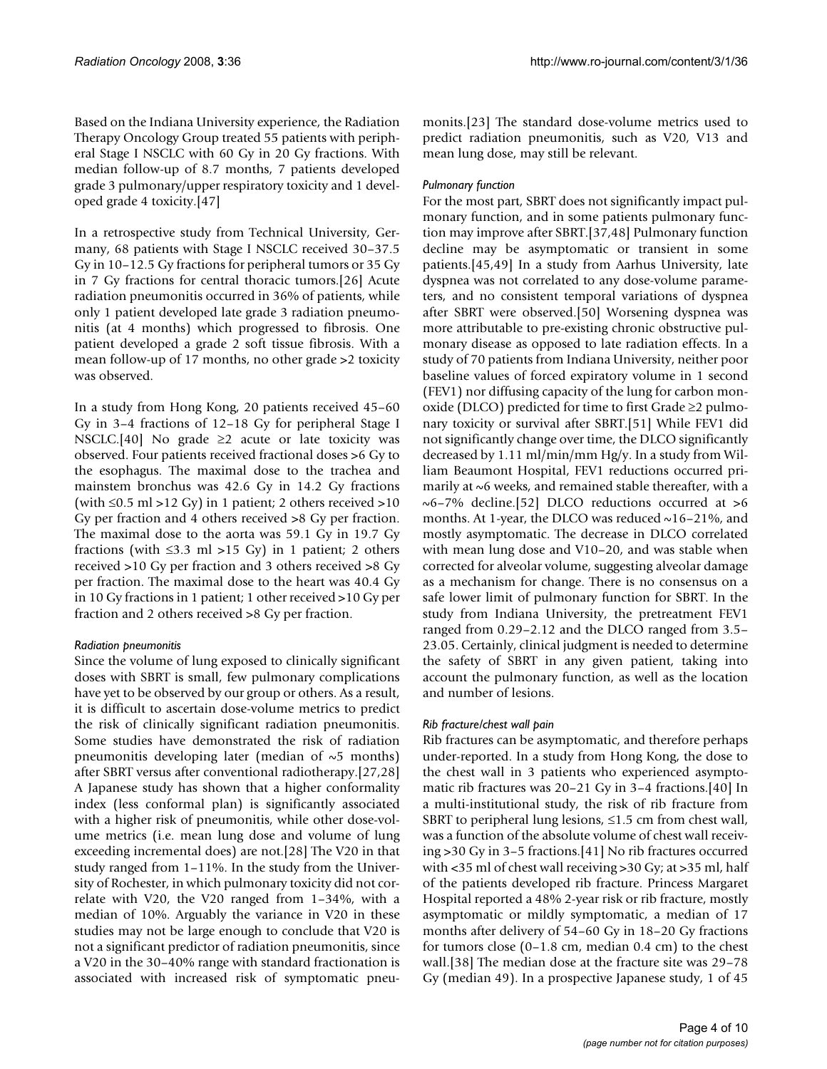Based on the Indiana University experience, the Radiation Therapy Oncology Group treated 55 patients with peripheral Stage I NSCLC with 60 Gy in 20 Gy fractions. With median follow-up of 8.7 months, 7 patients developed grade 3 pulmonary/upper respiratory toxicity and 1 developed grade 4 toxicity.[47]

In a retrospective study from Technical University, Germany, 68 patients with Stage I NSCLC received 30–37.5 Gy in 10–12.5 Gy fractions for peripheral tumors or 35 Gy in 7 Gy fractions for central thoracic tumors.[26] Acute radiation pneumonitis occurred in 36% of patients, while only 1 patient developed late grade 3 radiation pneumonitis (at 4 months) which progressed to fibrosis. One patient developed a grade 2 soft tissue fibrosis. With a mean follow-up of 17 months, no other grade >2 toxicity was observed.

In a study from Hong Kong, 20 patients received 45–60 Gy in 3–4 fractions of 12–18 Gy for peripheral Stage I NSCLC.[40] No grade ≥2 acute or late toxicity was observed. Four patients received fractional doses >6 Gy to the esophagus. The maximal dose to the trachea and mainstem bronchus was 42.6 Gy in 14.2 Gy fractions (with ≤0.5 ml >12 Gy) in 1 patient; 2 others received >10 Gy per fraction and 4 others received >8 Gy per fraction. The maximal dose to the aorta was 59.1 Gy in 19.7 Gy fractions (with ≤3.3 ml >15 Gy) in 1 patient; 2 others received >10 Gy per fraction and 3 others received >8 Gy per fraction. The maximal dose to the heart was 40.4 Gy in 10 Gy fractions in 1 patient; 1 other received >10 Gy per fraction and 2 others received >8 Gy per fraction.

*Radiation pneumonitis*

Since the volume of lung exposed to clinically significant doses with SBRT is small, few pulmonary complications have yet to be observed by our group or others. As a result, it is difficult to ascertain dose-volume metrics to predict the risk of clinically significant radiation pneumonitis. Some studies have demonstrated the risk of radiation pneumonitis developing later (median of ~5 months) after SBRT versus after conventional radiotherapy.[27,28] A Japanese study has shown that a higher conformality index (less conformal plan) is significantly associated with a higher risk of pneumonitis, while other dose-volume metrics (i.e. mean lung dose and volume of lung exceeding incremental does) are not.[28] The V20 in that study ranged from 1–11%. In the study from the University of Rochester, in which pulmonary toxicity did not correlate with V20, the V20 ranged from 1–34%, with a median of 10%. Arguably the variance in V20 in these studies may not be large enough to conclude that V20 is not a significant predictor of radiation pneumonitis, since a V20 in the 30–40% range with standard fractionation is associated with increased risk of symptomatic pneumonits.[23] The standard dose-volume metrics used to predict radiation pneumonitis, such as V20, V13 and mean lung dose, may still be relevant.

*Pulmonary function*

For the most part, SBRT does not significantly impact pulmonary function, and in some patients pulmonary function may improve after SBRT.[37,48] Pulmonary function decline may be asymptomatic or transient in some patients.[45,49] In a study from Aarhus University, late dyspnea was not correlated to any dose-volume parameters, and no consistent temporal variations of dyspnea after SBRT were observed.[50] Worsening dyspnea was more attributable to pre-existing chronic obstructive pulmonary disease as opposed to late radiation effects. In a study of 70 patients from Indiana University, neither poor baseline values of forced expiratory volume in 1 second (FEV1) nor diffusing capacity of the lung for carbon monoxide (DLCO) predicted for time to first Grade ≥2 pulmonary toxicity or survival after SBRT.[51] While FEV1 did not significantly change over time, the DLCO significantly decreased by 1.11 ml/min/mm Hg/y. In a study from William Beaumont Hospital, FEV1 reductions occurred primarily at ~6 weeks, and remained stable thereafter, with a ~6–7% decline.[52] DLCO reductions occurred at >6 months. At 1-year, the DLCO was reduced ~16–21%, and mostly asymptomatic. The decrease in DLCO correlated with mean lung dose and V10–20, and was stable when corrected for alveolar volume, suggesting alveolar damage as a mechanism for change. There is no consensus on a safe lower limit of pulmonary function for SBRT. In the study from Indiana University, the pretreatment FEV1 ranged from 0.29–2.12 and the DLCO ranged from 3.5–23.05. Certainly, clinical judgment is needed to determine the safety of SBRT in any given patient, taking into account the pulmonary function, as well as the location and number of lesions.

*Rib fracture/chest wall pain*

Rib fractures can be asymptomatic, and therefore perhaps under-reported. In a study from Hong Kong, the dose to the chest wall in 3 patients who experienced asymptomatic rib fractures was 20–21 Gy in 3–4 fractions.[40] In a multi-institutional study, the risk of rib fracture from SBRT to peripheral lung lesions, ≤1.5 cm from chest wall, was a function of the absolute volume of chest wall receiving >30 Gy in 3–5 fractions.[41] No rib fractures occurred with <35 ml of chest wall receiving >30 Gy; at >35 ml, half of the patients developed rib fracture. Princess Margaret Hospital reported a 48% 2-year risk or rib fracture, mostly asymptomatic or mildly symptomatic, a median of 17 months after delivery of 54–60 Gy in 18–20 Gy fractions for tumors close (0–1.8 cm, median 0.4 cm) to the chest wall.[38] The median dose at the fracture site was 29–78 Gy (median 49). In a prospective Japanese study, 1 of 45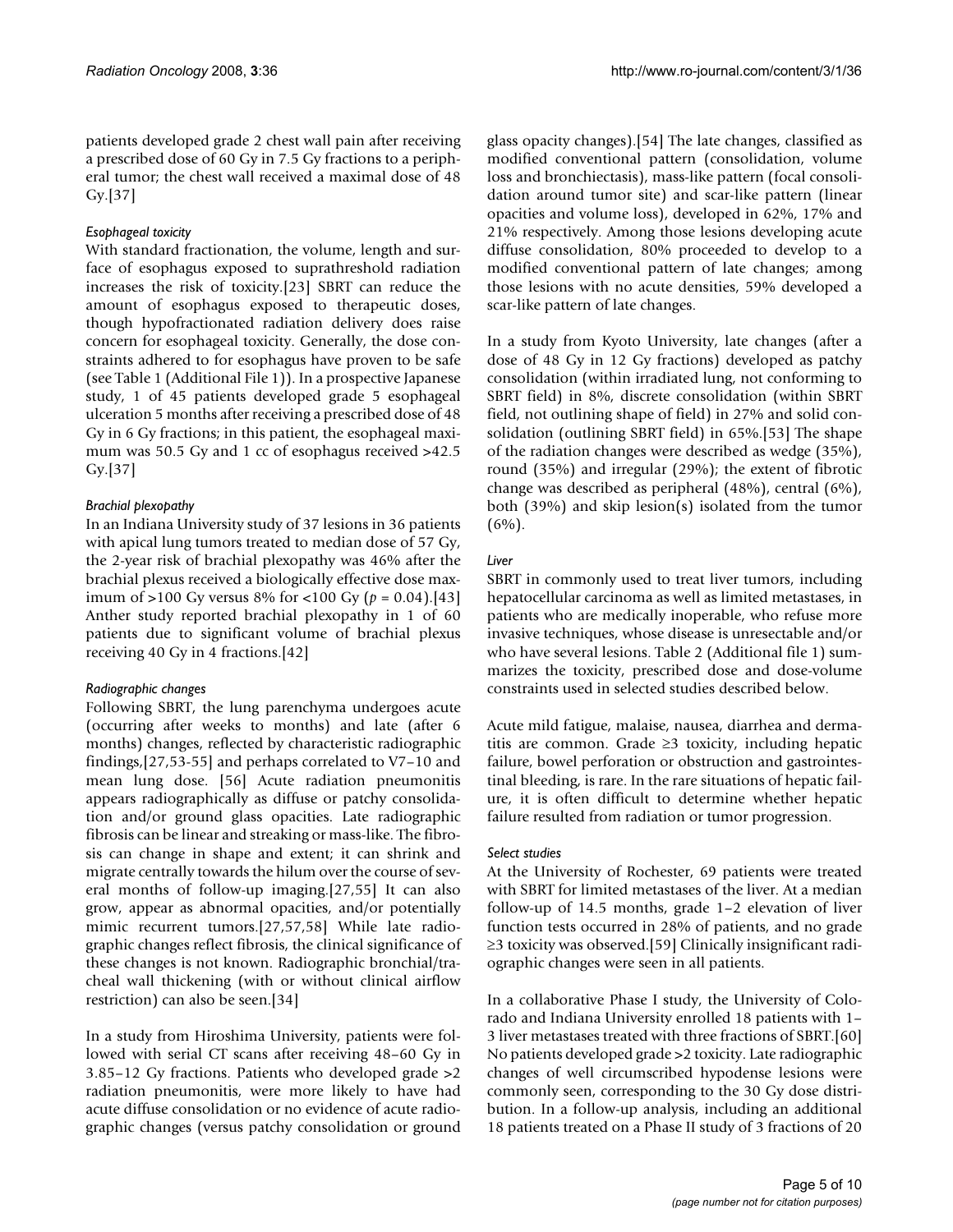patients developed grade 2 chest wall pain after receiving a prescribed dose of 60 Gy in 7.5 Gy fractions to a peripheral tumor; the chest wall received a maximal dose of 48 Gy.[37]

#### *Esophageal toxicity*

With standard fractionation, the volume, length and surface of esophagus exposed to suprathreshold radiation increases the risk of toxicity.[23] SBRT can reduce the amount of esophagus exposed to therapeutic doses, though hypofractionated radiation delivery does raise concern for esophageal toxicity. Generally, the dose constraints adhered to for esophagus have proven to be safe (see Table 1 (Additional File 1)). In a prospective Japanese study, 1 of 45 patients developed grade 5 esophageal ulceration 5 months after receiving a prescribed dose of 48 Gy in 6 Gy fractions; in this patient, the esophageal maximum was 50.5 Gy and 1 cc of esophagus received >42.5 Gy.[37]

#### *Brachial plexopathy*

In an Indiana University study of 37 lesions in 36 patients with apical lung tumors treated to median dose of 57 Gy, the 2-year risk of brachial plexopathy was 46% after the brachial plexus received a biologically effective dose maximum of >100 Gy versus 8% for <100 Gy ($p = 0.04$).[43] Anther study reported brachial plexopathy in 1 of 60 patients due to significant volume of brachial plexus receiving 40 Gy in 4 fractions.[42]

#### *Radiographic changes*

Following SBRT, the lung parenchyma undergoes acute (occurring after weeks to months) and late (after 6 months) changes, reflected by characteristic radiographic findings,[27,53-55] and perhaps correlated to V7–10 and mean lung dose. [56] Acute radiation pneumonitis appears radiographically as diffuse or patchy consolidation and/or ground glass opacities. Late radiographic fibrosis can be linear and streaking or mass-like. The fibrosis can change in shape and extent; it can shrink and migrate centrally towards the hilum over the course of several months of follow-up imaging.[27,55] It can also grow, appear as abnormal opacities, and/or potentially mimic recurrent tumors.[27,57,58] While late radiographic changes reflect fibrosis, the clinical significance of these changes is not known. Radiographic bronchial/tracheal wall thickening (with or without clinical airflow restriction) can also be seen.[34]

In a study from Hiroshima University, patients were followed with serial CT scans after receiving 48–60 Gy in 3.85–12 Gy fractions. Patients who developed grade >2 radiation pneumonitis, were more likely to have had acute diffuse consolidation or no evidence of acute radiographic changes (versus patchy consolidation or ground glass opacity changes).[54] The late changes, classified as modified conventional pattern (consolidation, volume loss and bronchiectasis), mass-like pattern (focal consolidation around tumor site) and scar-like pattern (linear opacities and volume loss), developed in 62%, 17% and 21% respectively. Among those lesions developing acute diffuse consolidation, 80% proceeded to develop to a modified conventional pattern of late changes; among those lesions with no acute densities, 59% developed a scar-like pattern of late changes.

In a study from Kyoto University, late changes (after a dose of 48 Gy in 12 Gy fractions) developed as patchy consolidation (within irradiated lung, not conforming to SBRT field) in 8%, discrete consolidation (within SBRT field, not outlining shape of field) in 27% and solid consolidation (outlining SBRT field) in 65%.[53] The shape of the radiation changes were described as wedge (35%), round (35%) and irregular (29%); the extent of fibrotic change was described as peripheral (48%), central (6%), both (39%) and skip lesion(s) isolated from the tumor (6%).

### *Liver*

SBRT in commonly used to treat liver tumors, including hepatocellular carcinoma as well as limited metastases, in patients who are medically inoperable, who refuse more invasive techniques, whose disease is unresectable and/or who have several lesions. Table 2 (Additional file 1) summarizes the toxicity, prescribed dose and dose-volume constraints used in selected studies described below.

Acute mild fatigue, malaise, nausea, diarrhea and dermatitis are common. Grade ≥3 toxicity, including hepatic failure, bowel perforation or obstruction and gastrointestinal bleeding, is rare. In the rare situations of hepatic failure, it is often difficult to determine whether hepatic failure resulted from radiation or tumor progression.

#### *Select studies*

At the University of Rochester, 69 patients were treated with SBRT for limited metastases of the liver. At a median follow-up of 14.5 months, grade 1–2 elevation of liver function tests occurred in 28% of patients, and no grade ≥3 toxicity was observed.[59] Clinically insignificant radiographic changes were seen in all patients.

In a collaborative Phase I study, the University of Colorado and Indiana University enrolled 18 patients with 1–3 liver metastases treated with three fractions of SBRT.[60] No patients developed grade >2 toxicity. Late radiographic changes of well circumscribed hypodense lesions were commonly seen, corresponding to the 30 Gy dose distribution. In a follow-up analysis, including an additional 18 patients treated on a Phase II study of 3 fractions of 20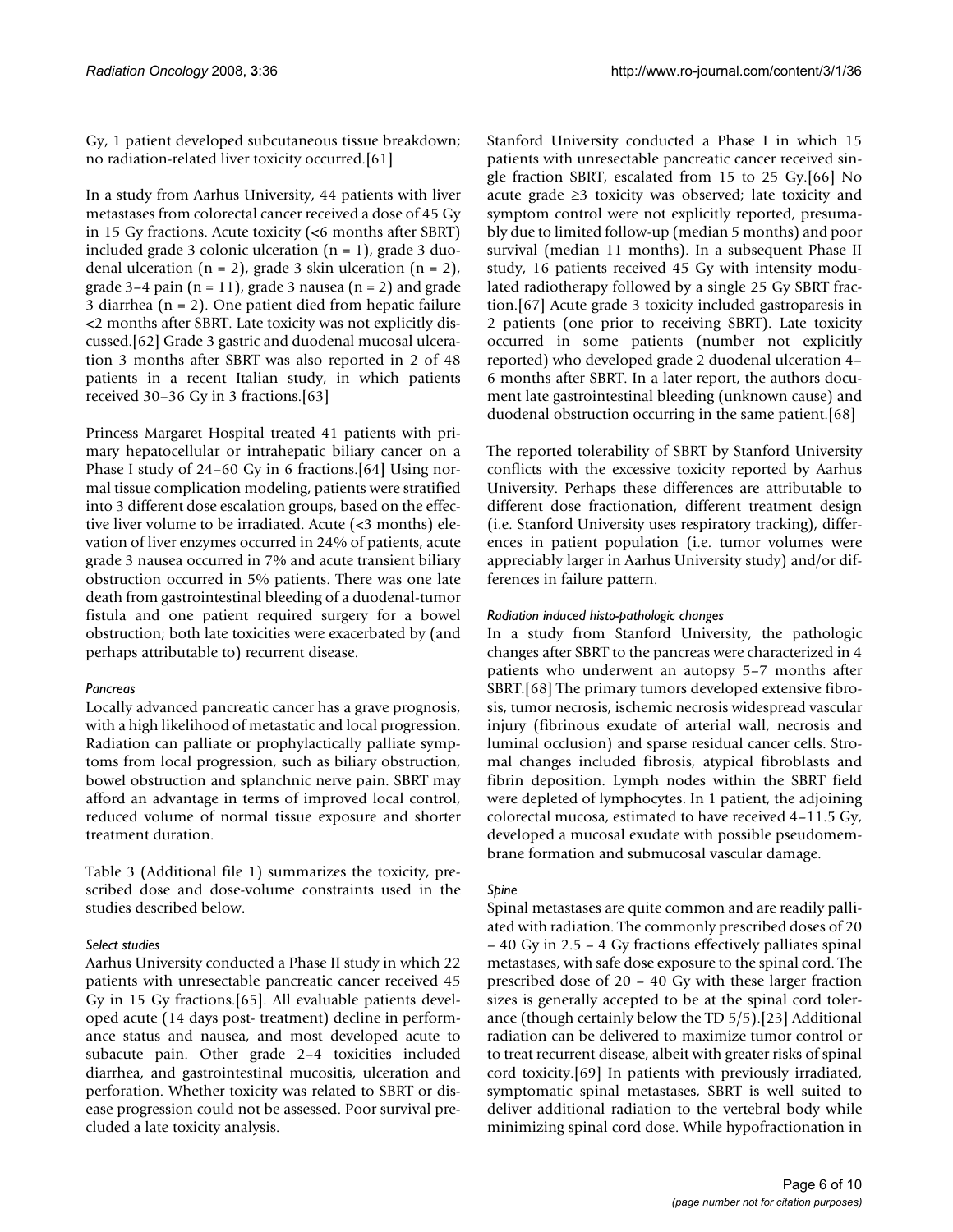Gy, 1 patient developed subcutaneous tissue breakdown; no radiation-related liver toxicity occurred.[61]

In a study from Aarhus University, 44 patients with liver metastases from colorectal cancer received a dose of 45 Gy in 15 Gy fractions. Acute toxicity (<6 months after SBRT) included grade 3 colonic ulceration (n = 1), grade 3 duodenal ulceration (n = 2), grade 3 skin ulceration (n = 2), grade 3–4 pain (n = 11), grade 3 nausea (n = 2) and grade 3 diarrhea (n = 2). One patient died from hepatic failure <2 months after SBRT. Late toxicity was not explicitly discussed.[62] Grade 3 gastric and duodenal mucosal ulceration 3 months after SBRT was also reported in 2 of 48 patients in a recent Italian study, in which patients received 30–36 Gy in 3 fractions.[63]

Princess Margaret Hospital treated 41 patients with primary hepatocellular or intrahepatic biliary cancer on a Phase I study of 24–60 Gy in 6 fractions.[64] Using normal tissue complication modeling, patients were stratified into 3 different dose escalation groups, based on the effective liver volume to be irradiated. Acute (<3 months) elevation of liver enzymes occurred in 24% of patients, acute grade 3 nausea occurred in 7% and acute transient biliary obstruction occurred in 5% patients. There was one late death from gastrointestinal bleeding of a duodenal-tumor fistula and one patient required surgery for a bowel obstruction; both late toxicities were exacerbated by (and perhaps attributable to) recurrent disease.

### *Pancreas*

Locally advanced pancreatic cancer has a grave prognosis, with a high likelihood of metastatic and local progression. Radiation can palliate or prophylactically palliate symptoms from local progression, such as biliary obstruction, bowel obstruction and splanchnic nerve pain. SBRT may afford an advantage in terms of improved local control, reduced volume of normal tissue exposure and shorter treatment duration.

Table 3 (Additional file 1) summarizes the toxicity, prescribed dose and dose-volume constraints used in the studies described below.

#### *Select studies*

Aarhus University conducted a Phase II study in which 22 patients with unresectable pancreatic cancer received 45 Gy in 15 Gy fractions.[65]. All evaluable patients developed acute (14 days post- treatment) decline in performance status and nausea, and most developed acute to subacute pain. Other grade 2–4 toxicities included diarrhea, and gastrointestinal mucositis, ulceration and perforation. Whether toxicity was related to SBRT or disease progression could not be assessed. Poor survival precluded a late toxicity analysis.

Stanford University conducted a Phase I in which 15 patients with unresectable pancreatic cancer received single fraction SBRT, escalated from 15 to 25 Gy.[66] No acute grade ≥3 toxicity was observed; late toxicity and symptom control were not explicitly reported, presumably due to limited follow-up (median 5 months) and poor survival (median 11 months). In a subsequent Phase II study, 16 patients received 45 Gy with intensity modulated radiotherapy followed by a single 25 Gy SBRT fraction.[67] Acute grade 3 toxicity included gastroparesis in 2 patients (one prior to receiving SBRT). Late toxicity occurred in some patients (number not explicitly reported) who developed grade 2 duodenal ulceration 4–6 months after SBRT. In a later report, the authors document late gastrointestinal bleeding (unknown cause) and duodenal obstruction occurring in the same patient.[68]

The reported tolerability of SBRT by Stanford University conflicts with the excessive toxicity reported by Aarhus University. Perhaps these differences are attributable to different dose fractionation, different treatment design (i.e. Stanford University uses respiratory tracking), differences in patient population (i.e. tumor volumes were appreciably larger in Aarhus University study) and/or differences in failure pattern.

#### *Radiation induced histo-pathologic changes*

In a study from Stanford University, the pathologic changes after SBRT to the pancreas were characterized in 4 patients who underwent an autopsy 5–7 months after SBRT.[68] The primary tumors developed extensive fibrosis, tumor necrosis, ischemic necrosis widespread vascular injury (fibrinous exudate of arterial wall, necrosis and luminal occlusion) and sparse residual cancer cells. Stromal changes included fibrosis, atypical fibroblasts and fibrin deposition. Lymph nodes within the SBRT field were depleted of lymphocytes. In 1 patient, the adjoining colorectal mucosa, estimated to have received 4–11.5 Gy, developed a mucosal exudate with possible pseudomembrane formation and submucosal vascular damage.

### *Spine*

Spinal metastases are quite common and are readily palliated with radiation. The commonly prescribed doses of 20 – 40 Gy in 2.5 – 4 Gy fractions effectively palliates spinal metastases, with safe dose exposure to the spinal cord. The prescribed dose of 20 – 40 Gy with these larger fraction sizes is generally accepted to be at the spinal cord tolerance (though certainly below the TD 5/5).[23] Additional radiation can be delivered to maximize tumor control or to treat recurrent disease, albeit with greater risks of spinal cord toxicity.[69] In patients with previously irradiated, symptomatic spinal metastases, SBRT is well suited to deliver additional radiation to the vertebral body while minimizing spinal cord dose. While hypofractionation in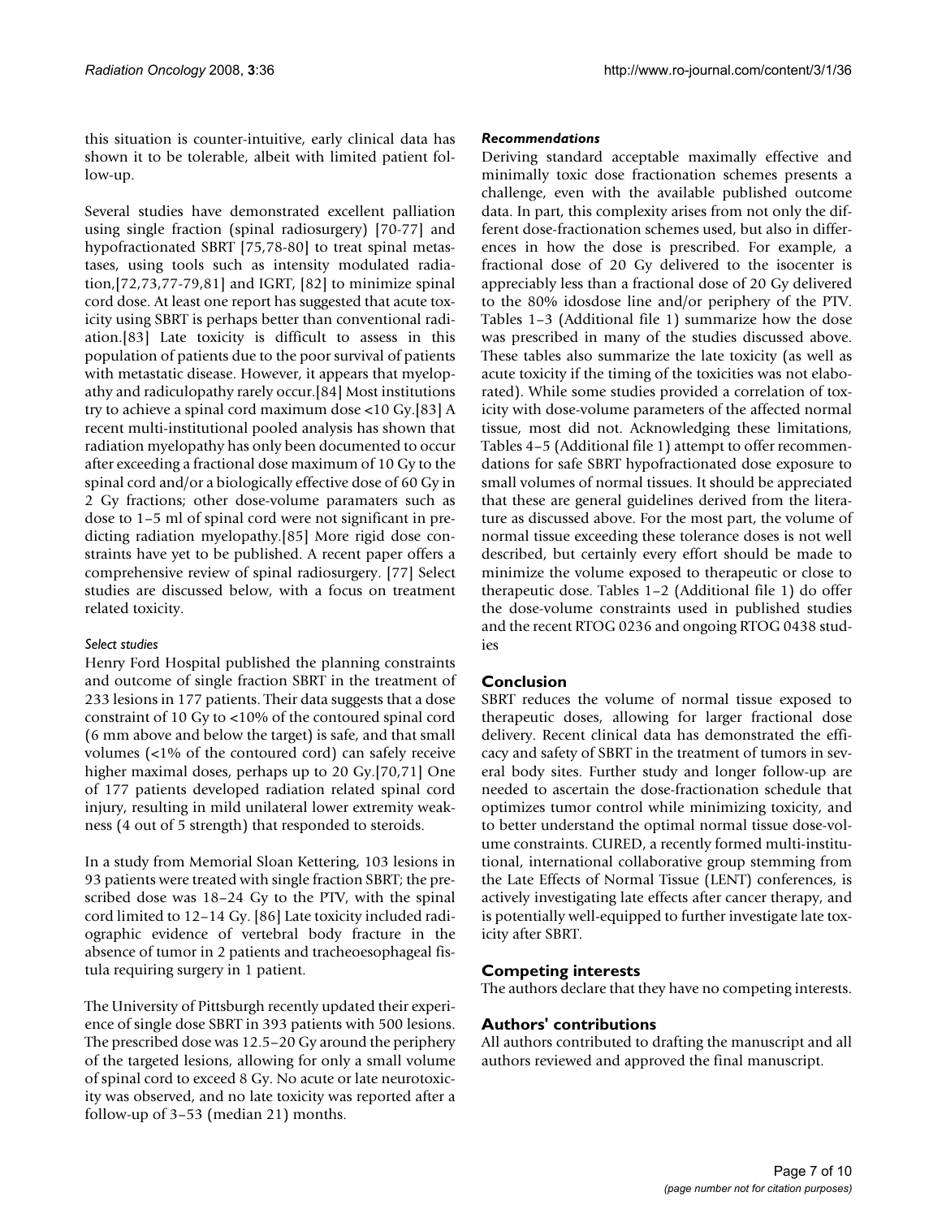this situation is counter-intuitive, early clinical data has shown it to be tolerable, albeit with limited patient follow-up.

Several studies have demonstrated excellent palliation using single fraction (spinal radiosurgery) [70-77] and hypofractionated SBRT [75,78-80] to treat spinal metastases, using tools such as intensity modulated radiation,[72,73,77-79,81] and IGRT, [82] to minimize spinal cord dose. At least one report has suggested that acute toxicity using SBRT is perhaps better than conventional radiation.[83] Late toxicity is difficult to assess in this population of patients due to the poor survival of patients with metastatic disease. However, it appears that myelopathy and radiculopathy rarely occur.[84] Most institutions try to achieve a spinal cord maximum dose <10 Gy.[83] A recent multi-institutional pooled analysis has shown that radiation myelopathy has only been documented to occur after exceeding a fractional dose maximum of 10 Gy to the spinal cord and/or a biologically effective dose of 60 Gy in 2 Gy fractions; other dose-volume paramaters such as dose to 1–5 ml of spinal cord were not significant in predicting radiation myelopathy.[85] More rigid dose constraints have yet to be published. A recent paper offers a comprehensive review of spinal radiosurgery. [77] Select studies are discussed below, with a focus on treatment related toxicity.

*Select studies*

Henry Ford Hospital published the planning constraints and outcome of single fraction SBRT in the treatment of 233 lesions in 177 patients. Their data suggests that a dose constraint of 10 Gy to <10% of the contoured spinal cord (6 mm above and below the target) is safe, and that small volumes (<1% of the contoured cord) can safely receive higher maximal doses, perhaps up to 20 Gy.[70,71] One of 177 patients developed radiation related spinal cord injury, resulting in mild unilateral lower extremity weakness (4 out of 5 strength) that responded to steroids.

In a study from Memorial Sloan Kettering, 103 lesions in 93 patients were treated with single fraction SBRT; the prescribed dose was 18–24 Gy to the PTV, with the spinal cord limited to 12–14 Gy. [86] Late toxicity included radiographic evidence of vertebral body fracture in the absence of tumor in 2 patients and tracheoesophageal fistula requiring surgery in 1 patient.

The University of Pittsburgh recently updated their experience of single dose SBRT in 393 patients with 500 lesions. The prescribed dose was 12.5–20 Gy around the periphery of the targeted lesions, allowing for only a small volume of spinal cord to exceed 8 Gy. No acute or late neurotoxicity was observed, and no late toxicity was reported after a follow-up of 3–53 (median 21) months.

*Recommendations*

Deriving standard acceptable maximally effective and minimally toxic dose fractionation schemes presents a challenge, even with the available published outcome data. In part, this complexity arises from not only the different dose-fractionation schemes used, but also in differences in how the dose is prescribed. For example, a fractional dose of 20 Gy delivered to the isocenter is appreciably less than a fractional dose of 20 Gy delivered to the 80% idosdose line and/or periphery of the PTV. Tables 1–3 (Additional file 1) summarize how the dose was prescribed in many of the studies discussed above. These tables also summarize the late toxicity (as well as acute toxicity if the timing of the toxicities was not elaborated). While some studies provided a correlation of toxicity with dose-volume parameters of the affected normal tissue, most did not. Acknowledging these limitations, Tables 4–5 (Additional file 1) attempt to offer recommendations for safe SBRT hypofractionated dose exposure to small volumes of normal tissues. It should be appreciated that these are general guidelines derived from the literature as discussed above. For the most part, the volume of normal tissue exceeding these tolerance doses is not well described, but certainly every effort should be made to minimize the volume exposed to therapeutic or close to therapeutic dose. Tables 1–2 (Additional file 1) do offer the dose-volume constraints used in published studies and the recent RTOG 0236 and ongoing RTOG 0438 studies

## Conclusion

SBRT reduces the volume of normal tissue exposed to therapeutic doses, allowing for larger fractional dose delivery. Recent clinical data has demonstrated the efficacy and safety of SBRT in the treatment of tumors in several body sites. Further study and longer follow-up are needed to ascertain the dose-fractionation schedule that optimizes tumor control while minimizing toxicity, and to better understand the optimal normal tissue dose-volume constraints. CURED, a recently formed multi-institutional, international collaborative group stemming from the Late Effects of Normal Tissue (LENT) conferences, is actively investigating late effects after cancer therapy, and is potentially well-equipped to further investigate late toxicity after SBRT.

## Competing interests

The authors declare that they have no competing interests.

## Authors' contributions

All authors contributed to drafting the manuscript and all authors reviewed and approved the final manuscript.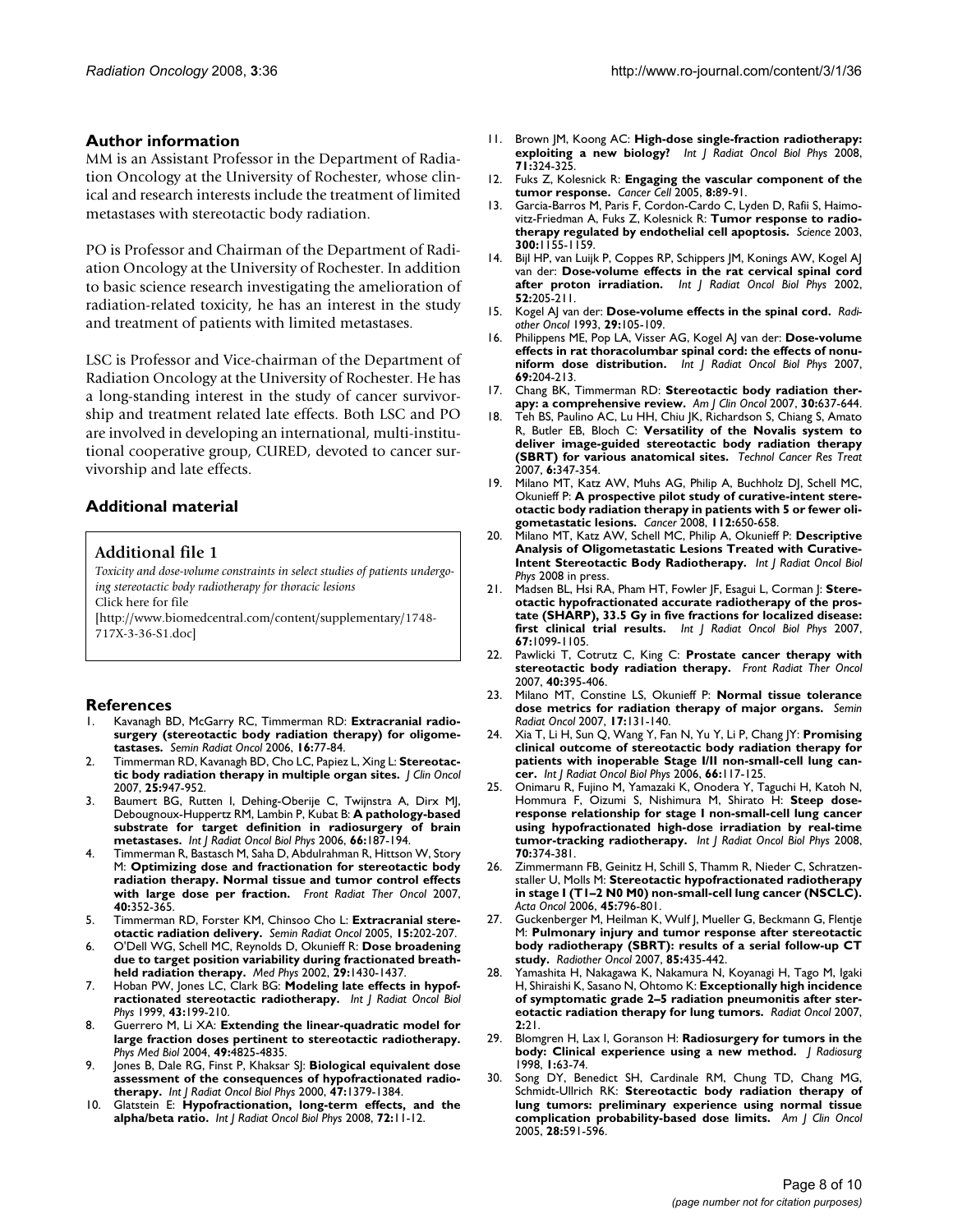## Author information

MM is an Assistant Professor in the Department of Radiation Oncology at the University of Rochester, whose clinical and research interests include the treatment of limited metastases with stereotactic body radiation.

PO is Professor and Chairman of the Department of Radiation Oncology at the University of Rochester. In addition to basic science research investigating the amelioration of radiation-related toxicity, he has an interest in the study and treatment of patients with limited metastases.

LSC is Professor and Vice-chairman of the Department of Radiation Oncology at the University of Rochester. He has a long-standing interest in the study of cancer survivorship and treatment related late effects. Both LSC and PO are involved in developing an international, multi-institutional cooperative group, CURED, devoted to cancer survivorship and late effects.

## Additional material

### Additional file 1

*Toxicity and dose-volume constraints in select studies of patients undergoing stereotactic body radiotherapy for thoracic lesions*
Click here for file
[http://www.biomedcentral.com/content/supplementary/1748-717X-3-36-S1.doc]

## References

1. Kavanagh BD, McGarry RC, Timmerman RD: **Extracranial radiosurgery (stereotactic body radiation therapy) for oligometastases.** *Semin Radiat Oncol* 2006, **16:**77-84.
2. Timmerman RD, Kavanagh BD, Cho LC, Papiez L, Xing L: **Stereotactic body radiation therapy in multiple organ sites.** *J Clin Oncol* 2007, **25:**947-952.
3. Baumert BG, Rutten I, Dehing-Oberije C, Twijnstra A, Dirx MJ, Debougnoux-Huppertz RM, Lambin P, Kubat B: **A pathology-based substrate for target definition in radiosurgery of brain metastases.** *Int J Radiat Oncol Biol Phys* 2006, **66:**187-194.
4. Timmerman R, Bastasch M, Saha D, Abdulrahman R, Hittson W, Story M: **Optimizing dose and fractionation for stereotactic body radiation therapy. Normal tissue and tumor control effects with large dose per fraction.** *Front Radiat Ther Oncol* 2007, **40:**352-365.
5. Timmerman RD, Forster KM, Chinsoo Cho L: **Extracranial stereotactic radiation delivery.** *Semin Radiat Oncol* 2005, **15:**202-207.
6. O'Dell WG, Schell MC, Reynolds D, Okunieff R: **Dose broadening due to target position variability during fractionated breath-held radiation therapy.** *Med Phys* 2002, **29:**1430-1437.
7. Hoban PW, Jones LC, Clark BG: **Modeling late effects in hypofractionated stereotactic radiotherapy.** *Int J Radiat Oncol Biol Phys* 1999, **43:**199-210.
8. Guerrero M, Li XA: **Extending the linear-quadratic model for large fraction doses pertinent to stereotactic radiotherapy.** *Phys Med Biol* 2004, **49:**4825-4835.
9. Jones B, Dale RG, Finst P, Khaksar SJ: **Biological equivalent dose assessment of the consequences of hypofractionated radiotherapy.** *Int J Radiat Oncol Biol Phys* 2000, **47:**1379-1384.
10. Glatstein E: **Hypofractionation, long-term effects, and the alpha/beta ratio.** *Int J Radiat Oncol Biol Phys* 2008, **72:**11-12.
11. Brown JM, Koong AC: **High-dose single-fraction radiotherapy: exploiting a new biology?** *Int J Radiat Oncol Biol Phys* 2008, **71:**324-325.
12. Fuks Z, Kolesnick R: **Engaging the vascular component of the tumor response.** *Cancer Cell* 2005, **8:**89-91.
13. Garcia-Barros M, Paris F, Cordon-Cardo C, Lyden D, Rafii S, Haimovitz-Friedman A, Fuks Z, Kolesnick R: **Tumor response to radiotherapy regulated by endothelial cell apoptosis.** *Science* 2003, **300:**1155-1159.
14. Bijl HP, van Luijk P, Coppes RP, Schippers JM, Konings AW, Kogel AJ van der: **Dose-volume effects in the rat cervical spinal cord after proton irradiation.** *Int J Radiat Oncol Biol Phys* 2002, **52:**205-211.
15. Kogel AJ van der: **Dose-volume effects in the spinal cord.** *Radiother Oncol* 1993, **29:**105-109.
16. Philippens ME, Pop LA, Visser AG, Kogel AJ van der: **Dose-volume effects in rat thoracolumbar spinal cord: the effects of nonuniform dose distribution.** *Int J Radiat Oncol Biol Phys* 2007, **69:**204-213.
17. Chang BK, Timmerman RD: **Stereotactic body radiation therapy: a comprehensive review.** *Am J Clin Oncol* 2007, **30:**637-644.
18. Teh BS, Paulino AC, Lu HH, Chiu JK, Richardson S, Chiang S, Amato R, Butler EB, Bloch C: **Versatility of the Novalis system to deliver image-guided stereotactic body radiation therapy (SBRT) for various anatomical sites.** *Technol Cancer Res Treat* 2007, **6:**347-354.
19. Milano MT, Katz AW, Muhs AG, Philip A, Buchholz DJ, Schell MC, Okunieff P: **A prospective pilot study of curative-intent stereotactic body radiation therapy in patients with 5 or fewer oligometastatic lesions.** *Cancer* 2008, **112:**650-658.
20. Milano MT, Katz AW, Schell MC, Philip A, Okunieff P: **Descriptive Analysis of Oligometastatic Lesions Treated with Curative-Intent Stereotactic Body Radiotherapy.** *Int J Radiat Oncol Biol Phys* 2008 in press.
21. Madsen BL, Hsi RA, Pham HT, Fowler JF, Esagui L, Corman J: **Stereotactic hypofractionated accurate radiotherapy of the prostate (SHARP), 33.5 Gy in five fractions for localized disease: first clinical trial results.** *Int J Radiat Oncol Biol Phys* 2007, **67:**1099-1105.
22. Pawlicki T, Cotrutz C, King C: **Prostate cancer therapy with stereotactic body radiation therapy.** *Front Radiat Ther Oncol* 2007, **40:**395-406.
23. Milano MT, Constine LS, Okunieff P: **Normal tissue tolerance dose metrics for radiation therapy of major organs.** *Semin Radiat Oncol* 2007, **17:**131-140.
24. Xia T, Li H, Sun Q, Wang Y, Fan N, Yu Y, Li P, Chang JY: **Promising clinical outcome of stereotactic body radiation therapy for patients with inoperable Stage I/II non-small-cell lung cancer.** *Int J Radiat Oncol Biol Phys* 2006, **66:**117-125.
25. Onimaru R, Fujino M, Yamazaki K, Onodera Y, Taguchi H, Katoh N, Hommura F, Oizumi S, Nishimura M, Shirato H: **Steep dose-response relationship for stage I non-small-cell lung cancer using hypofractionated high-dose irradiation by real-time tumor-tracking radiotherapy.** *Int J Radiat Oncol Biol Phys* 2008, **70:**374-381.
26. Zimmermann FB, Geinitz H, Schill S, Thamm R, Nieder C, Schratzenstaller U, Molls M: **Stereotactic hypofractionated radiotherapy in stage I (T1–2 N0 M0) non-small-cell lung cancer (NSCLC).** *Acta Oncol* 2006, **45:**796-801.
27. Guckenberger M, Heilman K, Wulf J, Mueller G, Beckmann G, Flentje M: **Pulmonary injury and tumor response after stereotactic body radiotherapy (SBRT): results of a serial follow-up CT study.** *Radiother Oncol* 2007, **85:**435-442.
28. Yamashita H, Nakagawa K, Nakamura N, Koyanagi H, Tago M, Igaki H, Shiraishi K, Sasano N, Ohtomo K: **Exceptionally high incidence of symptomatic grade 2–5 radiation pneumonitis after stereotactic radiation therapy for lung tumors.** *Radiat Oncol* 2007, **2:**21.
29. Blomgren H, Lax I, Goranson H: **Radiosurgery for tumors in the body: Clinical experience using a new method.** *J Radiosurg* 1998, **1:**63-74.
30. Song DY, Benedict SH, Cardinale RM, Chung TD, Chang MG, Schmidt-Ullrich RK: **Stereotactic body radiation therapy of lung tumors: preliminary experience using normal tissue complication probability-based dose limits.** *Am J Clin Oncol* 2005, **28:**591-596.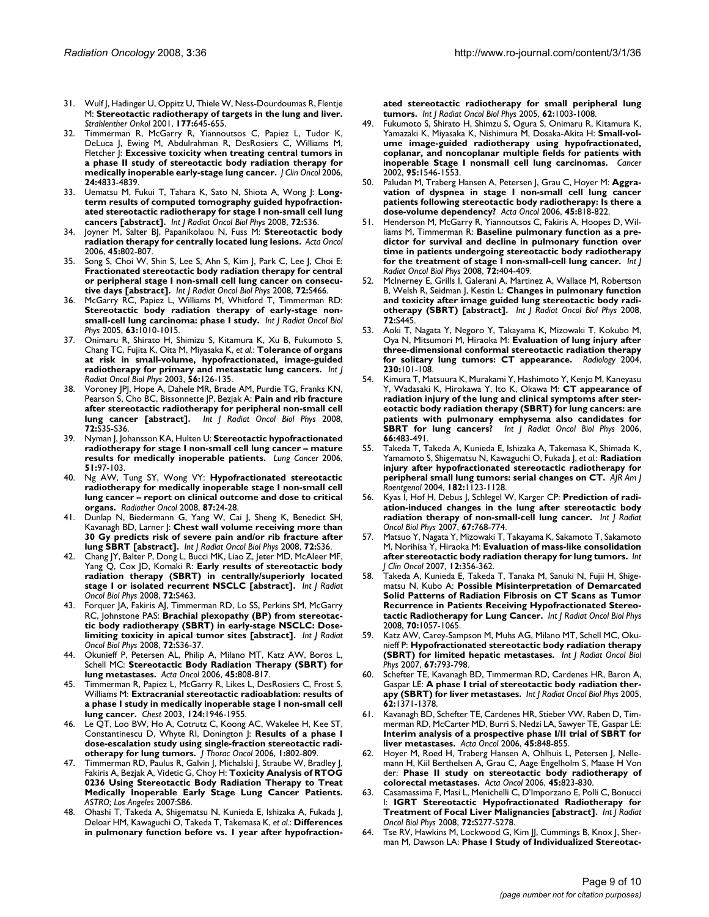31. Wulf J, Hadinger U, Oppitz U, Thiele W, Ness-Dourdoumas R, Flentje M: **Stereotactic radiotherapy of targets in the lung and liver.** *Strahlenther Onkol* 2001, **177:**645-655.
32. Timmerman R, McGarry R, Yiannoutsos C, Papiez L, Tudor K, DeLuca J, Ewing M, Abdulrahman R, DesRosiers C, Williams M, Fletcher J: **Excessive toxicity when treating central tumors in a phase II study of stereotactic body radiation therapy for medically inoperable early-stage lung cancer.** *J Clin Oncol* 2006, **24:**4833-4839.
33. Uematsu M, Fukui T, Tahara K, Sato N, Shiota A, Wong J: **Long-term results of computed tomography guided hypofractionated stereotactic radiotherapy for stage I non-small cell lung cancers [abstract].** *Int J Radiat Oncol Biol Phys* 2008, **72:**S36.
34. Joyner M, Salter BJ, Papanikolaou N, Fuss M: **Stereotactic body radiation therapy for centrally located lung lesions.** *Acta Oncol* 2006, **45:**802-807.
35. Song S, Choi W, Shin S, Lee S, Ahn S, Kim J, Park C, Lee J, Choi E: **Fractionated stereotactic body radiation therapy for central or peripheral stage I non-small cell lung cancer on consecutive days [abstract].** *Int J Radiat Oncol Biol Phys* 2008, **72:**S466.
36. McGarry RC, Papiez L, Williams M, Whitford T, Timmerman RD: **Stereotactic body radiation therapy of early-stage non-small-cell lung carcinoma: phase I study.** *Int J Radiat Oncol Biol Phys* 2005, **63:**1010-1015.
37. Onimaru R, Shirato H, Shimizu S, Kitamura K, Xu B, Fukumoto S, Chang TC, Fujita K, Oita M, Miyasaka K, *et al.*: **Tolerance of organs at risk in small-volume, hypofractionated, image-guided radiotherapy for primary and metastatic lung cancers.** *Int J Radiat Oncol Biol Phys* 2003, **56:**126-135.
38. Voroney JPJ, Hope A, Dahele MR, Brade AM, Purdie TG, Franks KN, Pearson S, Cho BC, Bissonnette JP, Bezjak A: **Pain and rib fracture after stereotactic radiotherapy for peripheral non-small cell lung cancer [abstract].** *Int J Radiat Oncol Biol Phys* 2008, **72:**S35-S36.
39. Nyman J, Johansson KA, Hulten U: **Stereotactic hypofractionated radiotherapy for stage I non-small cell lung cancer – mature results for medically inoperable patients.** *Lung Cancer* 2006, **51:**97-103.
40. Ng AW, Tung SY, Wong VY: **Hypofractionated stereotactic radiotherapy for medically inoperable stage I non-small cell lung cancer – report on clinical outcome and dose to critical organs.** *Radiother Oncol* 2008, **87:**24-28.
41. Dunlap N, Biedermann G, Yang W, Cai J, Sheng K, Benedict SH, Kavanagh BD, Larner J: **Chest wall volume receiving more than 30 Gy predicts risk of severe pain and/or rib fracture after lung SBRT [abstract].** *Int J Radiat Oncol Biol Phys* 2008, **72:**S36.
42. Chang JY, Balter P, Dong L, Bucci MK, Liao Z, Jeter MD, McAleer MF, Yang Q, Cox JD, Komaki R: **Early results of stereotactic body radiation therapy (SBRT) in centrally/superiorly located stage I or isolated recurrent NSCLC [abstract].** *Int J Radiat Oncol Biol Phys* 2008, **72:**S463.
43. Forquer JA, Fakiris AJ, Timmerman RD, Lo SS, Perkins SM, McGarry RC, Johnstone PAS: **Brachial plexopathy (BP) from stereotactic body radiotherapy (SBRT) in early-stage NSCLC: Dose-limiting toxicity in apical tumor sites [abstract].** *Int J Radiat Oncol Biol Phys* 2008, **72:**S36-37.
44. Okunieff P, Petersen AL, Philip A, Milano MT, Katz AW, Boros L, Schell MC: **Stereotactic Body Radiation Therapy (SBRT) for lung metastases.** *Acta Oncol* 2006, **45:**808-817.
45. Timmerman R, Papiez L, McGarry R, Likes L, DesRosiers C, Frost S, Williams M: **Extracranial stereotactic radioablation: results of a phase I study in medically inoperable stage I non-small cell lung cancer.** *Chest* 2003, **124:**1946-1955.
46. Le QT, Loo BW, Ho A, Cotrutz C, Koong AC, Wakelee H, Kee ST, Constantinescu D, Whyte RI, Donington J: **Results of a phase I dose-escalation study using single-fraction stereotactic radiotherapy for lung tumors.** *J Thorac Oncol* 2006, **1:**802-809.
47. Timmerman RD, Paulus R, Galvin J, Michalski J, Straube W, Bradley J, Fakiris A, Bezjak A, Videtic G, Choy H: **Toxicity Analysis of RTOG 0236 Using Stereotactic Body Radiation Therapy to Treat Medically Inoperable Early Stage Lung Cancer Patients.** *ASTRO; Los Angeles* 2007:S86.
48. Ohashi T, Takeda A, Shigematsu N, Kunieda E, Ishizaka A, Fukada J, Deloar HM, Kawaguchi O, Takeda T, Takemasa K, *et al.*: **Differences in pulmonary function before vs. 1 year after hypofractionated stereotactic radiotherapy for small peripheral lung tumors.** *Int J Radiat Oncol Biol Phys* 2005, **62:**1003-1008.
49. Fukumoto S, Shirato H, Shimzu S, Ogura S, Onimaru R, Kitamura K, Yamazaki K, Miyasaka K, Nishimura M, Dosaka-Akita H: **Small-volume image-guided radiotherapy using hypofractionated, coplanar, and noncoplanar multiple fields for patients with inoperable Stage I nonsmall cell lung carcinomas.** *Cancer* 2002, **95:**1546-1553.
50. Paludan M, Traberg Hansen A, Petersen J, Grau C, Hoyer M: **Aggravation of dyspnea in stage I non-small cell lung cancer patients following stereotactic body radiotherapy: Is there a dose-volume dependency?** *Acta Oncol* 2006, **45:**818-822.
51. Henderson M, McGarry R, Yiannoutsos C, Fakiris A, Hoopes D, Williams M, Timmerman R: **Baseline pulmonary function as a predictor for survival and decline in pulmonary function over time in patients undergoing stereotactic body radiotherapy for the treatment of stage I non-small-cell lung cancer.** *Int J Radiat Oncol Biol Phys* 2008, **72:**404-409.
52. McInerney E, Grills I, Galerani A, Martinez A, Wallace M, Robertson B, Welsh R, Seidman J, Kestin L: **Changes in pulmonary function and toxicity after image guided lung stereotactic body radiotherapy (SBRT) [abstract].** *Int J Radiat Oncol Biol Phys* 2008, **72:**S445.
53. Aoki T, Nagata Y, Negoro Y, Takayama K, Mizowaki T, Kokubo M, Oya N, Mitsumori M, Hiraoka M: **Evaluation of lung injury after three-dimensional conformal stereotactic radiation therapy for solitary lung tumors: CT appearance.** *Radiology* 2004, **230:**101-108.
54. Kimura T, Matsuura K, Murakami Y, Hashimoto Y, Kenjo M, Kaneyasu Y, Wadasaki K, Hirokawa Y, Ito K, Okawa M: **CT appearance of radiation injury of the lung and clinical symptoms after stereotactic body radiation therapy (SBRT) for lung cancers: are patients with pulmonary emphysema also candidates for SBRT for lung cancers?** *Int J Radiat Oncol Biol Phys* 2006, **66:**483-491.
55. Takeda T, Takeda A, Kunieda E, Ishizaka A, Takemasa K, Shimada K, Yamamoto S, Shigematsu N, Kawaguchi O, Fukada J, *et al.*: **Radiation injury after hypofractionated stereotactic radiotherapy for peripheral small lung tumors: serial changes on CT.** *AJR Am J Roentgenol* 2004, **182:**1123-1128.
56. Kyas I, Hof H, Debus J, Schlegel W, Karger CP: **Prediction of radiation-induced changes in the lung after stereotactic body radiation therapy of non-small-cell lung cancer.** *Int J Radiat Oncol Biol Phys* 2007, **67:**768-774.
57. Matsuo Y, Nagata Y, Mizowaki T, Takayama K, Sakamoto T, Sakamoto M, Norihisa Y, Hiraoka M: **Evaluation of mass-like consolidation after stereotactic body radiation therapy for lung tumors.** *Int J Clin Oncol* 2007, **12:**356-362.
58. Takeda A, Kunieda E, Takeda T, Tanaka M, Sanuki N, Fujii H, Shigematsu N, Kubo A: **Possible Misinterpretation of Demarcated Solid Patterns of Radiation Fibrosis on CT Scans as Tumor Recurrence in Patients Receiving Hypofractionated Stereotactic Radiotherapy for Lung Cancer.** *Int J Radiat Oncol Biol Phys* 2008, **70:**1057-1065.
59. Katz AW, Carey-Sampson M, Muhs AG, Milano MT, Schell MC, Okunieff P: **Hypofractionated stereotactic body radiation therapy (SBRT) for limited hepatic metastases.** *Int J Radiat Oncol Biol Phys* 2007, **67:**793-798.
60. Schefter TE, Kavanagh BD, Timmerman RD, Cardenes HR, Baron A, Gaspar LE: **A phase I trial of stereotactic body radiation therapy (SBRT) for liver metastases.** *Int J Radiat Oncol Biol Phys* 2005, **62:**1371-1378.
61. Kavanagh BD, Schefter TE, Cardenes HR, Stieber VW, Raben D, Timmerman RD, McCarter MD, Burri S, Nedzi LA, Sawyer TE, Gaspar LE: **Interim analysis of a prospective phase I/II trial of SBRT for liver metastases.** *Acta Oncol* 2006, **45:**848-855.
62. Hoyer M, Roed H, Traberg Hansen A, Ohlhuis L, Petersen J, Nellemann H, Kiil Berthelsen A, Grau C, Aage Engelholm S, Maase H Von der: **Phase II study on stereotactic body radiotherapy of colorectal metastases.** *Acta Oncol* 2006, **45:**823-830.
63. Casamassima F, Masi L, Menichelli C, D'Imporzano E, Polli C, Bonucci I: **IGRT Stereotactic Hypofractionated Radiotherapy for Treatment of Focal Liver Malignancies [abstract].** *Int J Radiat Oncol Biol Phys* 2008, **72:**S277-S278.
64. Tse RV, Hawkins M, Lockwood G, Kim JJ, Cummings B, Knox J, Sherman M, Dawson LA: **Phase I Study of Individualized Stereotac-**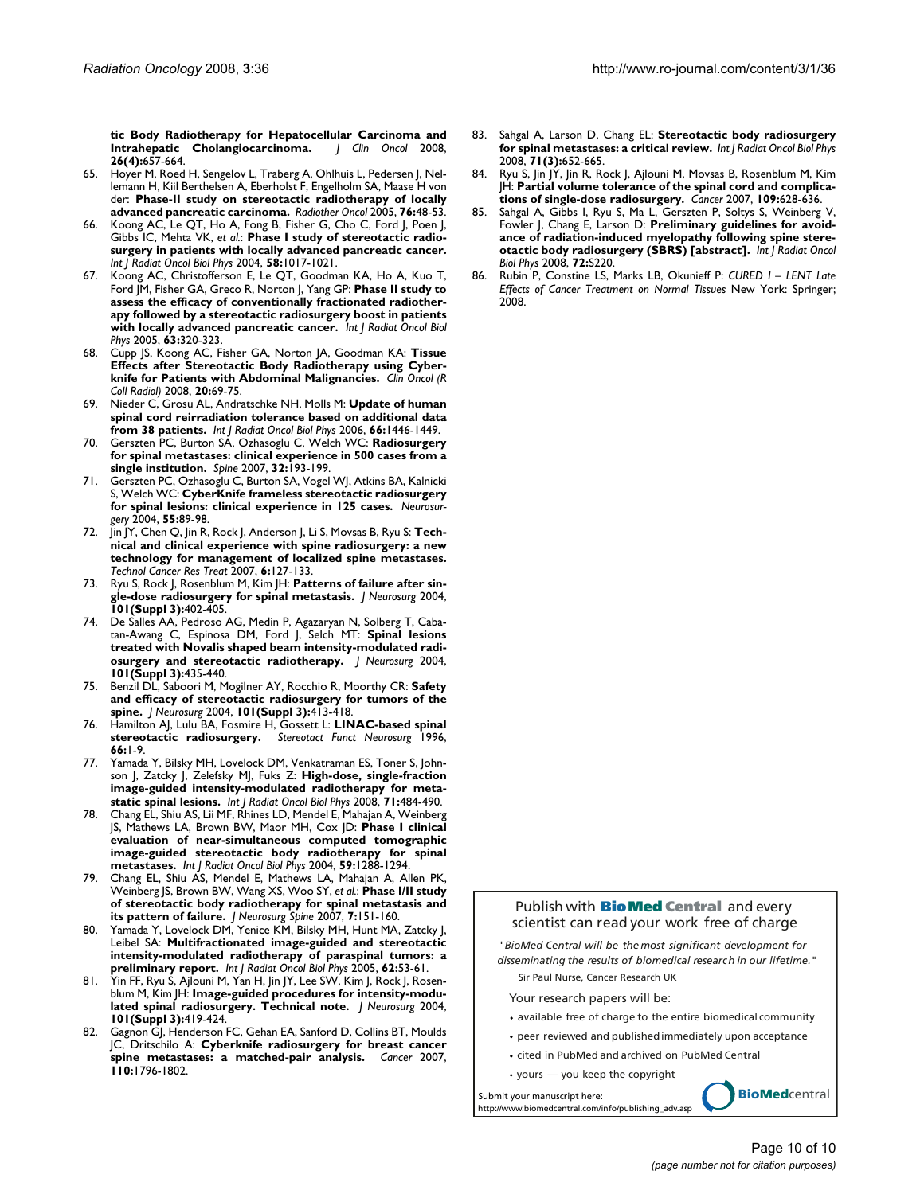tic Body Radiotherapy for Hepatocellular Carcinoma and Intrahepatic Cholangiocarcinoma. *J Clin Oncol* 2008, **26(4):**657-664.

65. Hoyer M, Roed H, Sengelov L, Traberg A, Ohlhuis L, Pedersen J, Nellemann H, Kiil Berthelsen A, Eberholst F, Engelholm SA, Maase H von der: **Phase-II study on stereotactic radiotherapy of locally advanced pancreatic carcinoma.** *Radiother Oncol* 2005, **76:**48-53.
66. Koong AC, Le QT, Ho A, Fong B, Fisher G, Cho C, Ford J, Poen J, Gibbs IC, Mehta VK, *et al.*: **Phase I study of stereotactic radiosurgery in patients with locally advanced pancreatic cancer.** *Int J Radiat Oncol Biol Phys* 2004, **58:**1017-1021.
67. Koong AC, Christofferson E, Le QT, Goodman KA, Ho A, Kuo T, Ford JM, Fisher GA, Greco R, Norton J, Yang GP: **Phase II study to assess the efficacy of conventionally fractionated radiotherapy followed by a stereotactic radiosurgery boost in patients with locally advanced pancreatic cancer.** *Int J Radiat Oncol Biol Phys* 2005, **63:**320-323.
68. Cupp JS, Koong AC, Fisher GA, Norton JA, Goodman KA: **Tissue Effects after Stereotactic Body Radiotherapy using Cyberknife for Patients with Abdominal Malignancies.** *Clin Oncol (R Coll Radiol)* 2008, **20:**69-75.
69. Nieder C, Grosu AL, Andratschke NH, Molls M: **Update of human spinal cord reirradiation tolerance based on additional data from 38 patients.** *Int J Radiat Oncol Biol Phys* 2006, **66:**1446-1449.
70. Gerszten PC, Burton SA, Ozhasoglu C, Welch WC: **Radiosurgery for spinal metastases: clinical experience in 500 cases from a single institution.** *Spine* 2007, **32:**193-199.
71. Gerszten PC, Ozhasoglu C, Burton SA, Vogel WJ, Atkins BA, Kalnicki S, Welch WC: **CyberKnife frameless stereotactic radiosurgery for spinal lesions: clinical experience in 125 cases.** *Neurosurgery* 2004, **55:**89-98.
72. Jin JY, Chen Q, Jin R, Rock J, Anderson J, Li S, Movsas B, Ryu S: **Technical and clinical experience with spine radiosurgery: a new technology for management of localized spine metastases.** *Technol Cancer Res Treat* 2007, **6:**127-133.
73. Ryu S, Rock J, Rosenblum M, Kim JH: **Patterns of failure after single-dose radiosurgery for spinal metastasis.** *J Neurosurg* 2004, **101(Suppl 3):**402-405.
74. De Salles AA, Pedroso AG, Medin P, Agazaryan N, Solberg T, Cabatan-Awang C, Espinosa DM, Ford J, Selch MT: **Spinal lesions treated with Novalis shaped beam intensity-modulated radiosurgery and stereotactic radiotherapy.** *J Neurosurg* 2004, **101(Suppl 3):**435-440.
75. Benzil DL, Saboori M, Mogilner AY, Rocchio R, Moorthy CR: **Safety and efficacy of stereotactic radiosurgery for tumors of the spine.** *J Neurosurg* 2004, **101(Suppl 3):**413-418.
76. Hamilton AJ, Lulu BA, Fosmire H, Gossett L: **LINAC-based spinal stereotactic radiosurgery.** *Stereotact Funct Neurosurg* 1996, **66:**1-9.
77. Yamada Y, Bilsky MH, Lovelock DM, Venkatraman ES, Toner S, Johnson J, Zatcky J, Zelefsky MJ, Fuks Z: **High-dose, single-fraction image-guided intensity-modulated radiotherapy for metastatic spinal lesions.** *Int J Radiat Oncol Biol Phys* 2008, **71:**484-490.
78. Chang EL, Shiu AS, Lii MF, Rhines LD, Mendel E, Mahajan A, Weinberg JS, Mathews LA, Brown BW, Maor MH, Cox JD: **Phase I clinical evaluation of near-simultaneous computed tomographic image-guided stereotactic body radiotherapy for spinal metastases.** *Int J Radiat Oncol Biol Phys* 2004, **59:**1288-1294.
79. Chang EL, Shiu AS, Mendel E, Mathews LA, Mahajan A, Allen PK, Weinberg JS, Brown BW, Wang XS, Woo SY, *et al.*: **Phase I/II study of stereotactic body radiotherapy for spinal metastasis and its pattern of failure.** *J Neurosurg Spine* 2007, **7:**151-160.
80. Yamada Y, Lovelock DM, Yenice KM, Bilsky MH, Hunt MA, Zatcky J, Leibel SA: **Multifractionated image-guided and stereotactic intensity-modulated radiotherapy of paraspinal tumors: a preliminary report.** *Int J Radiat Oncol Biol Phys* 2005, **62:**53-61.
81. Yin FF, Ryu S, Ajlouni M, Yan H, Jin JY, Lee SW, Kim J, Rock J, Rosenblum M, Kim JH: **Image-guided procedures for intensity-modulated spinal radiosurgery. Technical note.** *J Neurosurg* 2004, **101(Suppl 3):**419-424.
82. Gagnon GJ, Henderson FC, Gehan EA, Sanford D, Collins BT, Moulds JC, Dritschilo A: **Cyberknife radiosurgery for breast cancer spine metastases: a matched-pair analysis.** *Cancer* 2007, **110:**1796-1802.
83. Sahgal A, Larson D, Chang EL: **Stereotactic body radiosurgery for spinal metastases: a critical review.** *Int J Radiat Oncol Biol Phys* 2008, **71(3):**652-665.
84. Ryu S, Jin JY, Jin R, Rock J, Ajlouni M, Movsas B, Rosenblum M, Kim JH: **Partial volume tolerance of the spinal cord and complications of single-dose radiosurgery.** *Cancer* 2007, **109:**628-636.
85. Sahgal A, Gibbs I, Ryu S, Ma L, Gerszten P, Soltys S, Weinberg V, Fowler J, Chang E, Larson D: **Preliminary guidelines for avoidance of radiation-induced myelopathy following spine stereotactic body radiosurgery (SBRS) [abstract].** *Int J Radiat Oncol Biol Phys* 2008, **72:**S220.
86. Rubin P, Constine LS, Marks LB, Okunieff P: *CURED I – LENT Late Effects of Cancer Treatment on Normal Tissues* New York: Springer; 2008.

Publish with **BioMed Central** and every scientist can read your work free of charge

*"BioMed Central will be the most significant development for disseminating the results of biomedical research in our lifetime."*

Sir Paul Nurse, Cancer Research UK

Your research papers will be:

- available free of charge to the entire biomedical community
- peer reviewed and published immediately upon acceptance
- cited in PubMed and archived on PubMed Central
- yours — you keep the copyright

Submit your manuscript here:
http://www.biomedcentral.com/info/publishing_adv.asp

BioMedcentral